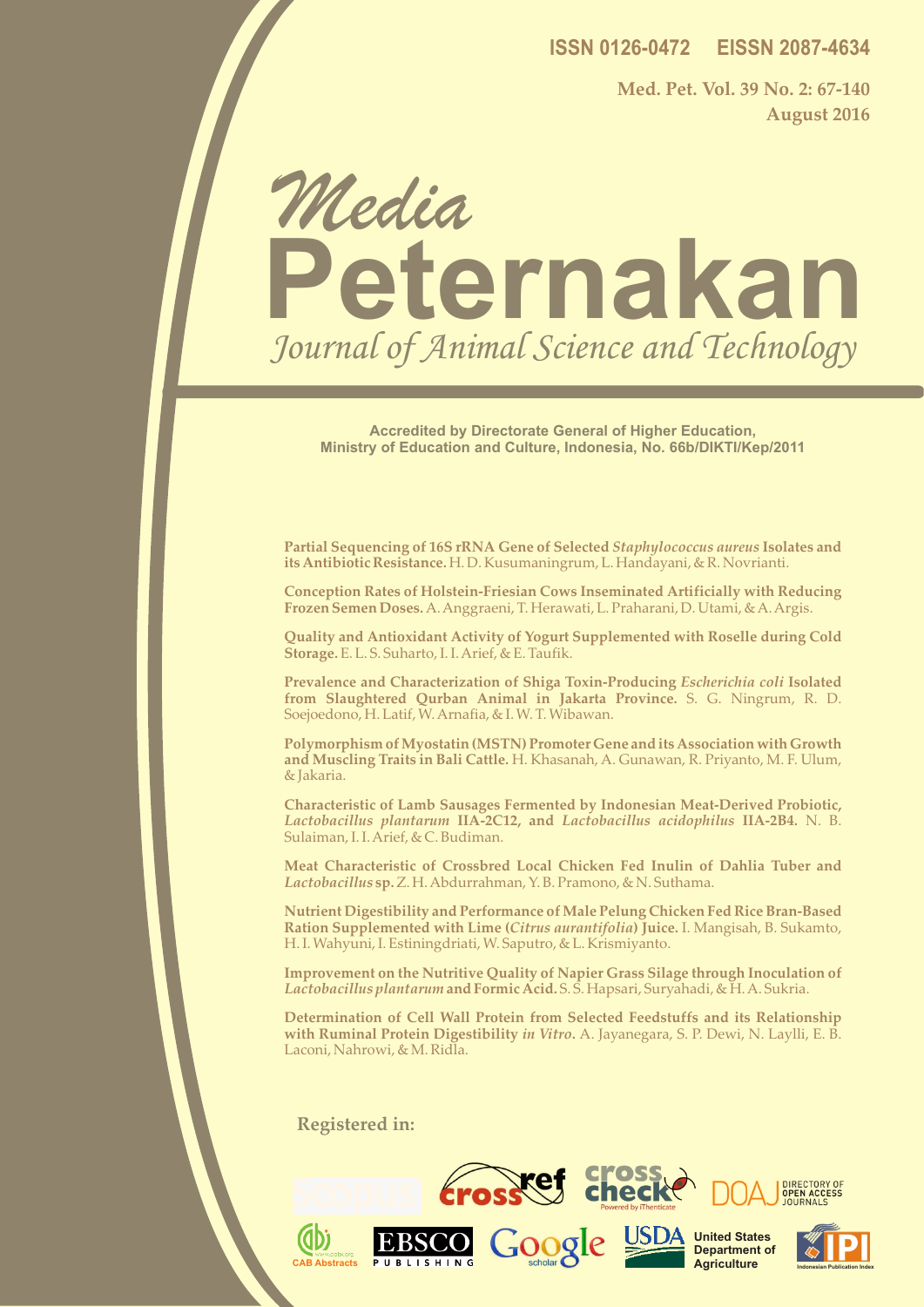ISSN 0126-0472    EISSN 2087-4634

Med. Pet. Vol. 39 No. 2: 67-140
August 2016

# Media Peternakan

## Journal of Animal Science and Technology

**Accredited by Directorate General of Higher Education, Ministry of Education and Culture, Indonesia, No. 66b/DIKTI/Kep/2011**

**Partial Sequencing of 16S rRNA Gene of Selected *Staphylococcus aureus* Isolates and its Antibiotic Resistance.** H. D. Kusumaningrum, L. Handayani, & R. Novrianti.

**Conception Rates of Holstein-Friesian Cows Inseminated Artificially with Reducing Frozen Semen Doses.** A. Anggraeni, T. Herawati, L. Praharani, D. Utami, & A. Argis.

**Quality and Antioxidant Activity of Yogurt Supplemented with Roselle during Cold Storage.** E. L. S. Suharto, I. I. Arief, & E. Taufik.

**Prevalence and Characterization of Shiga Toxin-Producing *Escherichia coli* Isolated from Slaughtered Qurban Animal in Jakarta Province.** S. G. Ningrum, R. D. Soejoedono, H. Latif, W. Arnafia, & I. W. T. Wibawan.

**Polymorphism of Myostatin (MSTN) Promoter Gene and its Association with Growth and Muscling Traits in Bali Cattle.** H. Khasanah, A. Gunawan, R. Priyanto, M. F. Ulum, & Jakaria.

**Characteristic of Lamb Sausages Fermented by Indonesian Meat-Derived Probiotic, *Lactobacillus plantarum* IIA-2C12, and *Lactobacillus acidophilus* IIA-2B4.** N. B. Sulaiman, I. I. Arief, & C. Budiman.

**Meat Characteristic of Crossbred Local Chicken Fed Inulin of Dahlia Tuber and *Lactobacillus* sp.** Z. H. Abdurrahman, Y. B. Pramono, & N. Suthama.

**Nutrient Digestibility and Performance of Male Pelung Chicken Fed Rice Bran-Based Ration Supplemented with Lime (*Citrus aurantifolia*) Juice.** I. Mangisah, B. Sukamto, H. I. Wahyuni, I. Estiningdriati, W. Saputro, & L. Krismiyanto.

**Improvement on the Nutritive Quality of Napier Grass Silage through Inoculation of *Lactobacillus plantarum* and Formic Acid.** S. S. Hapsari, Suryahadi, & H. A. Sukria.

**Determination of Cell Wall Protein from Selected Feedstuffs and its Relationship with Ruminal Protein Digestibility *in Vitro*.** A. Jayanegara, S. P. Dewi, N. Laylli, E. B. Laconi, Nahrowi, & M. Ridla.

**Registered in:**

crossref, cross check (Powered by iThenticate), DOAJ Directory of Open Access Journals, CAB Abstracts, EBSCO Publishing, Google scholar, USDA United States Department of Agriculture, IPI Indonesian Publication Index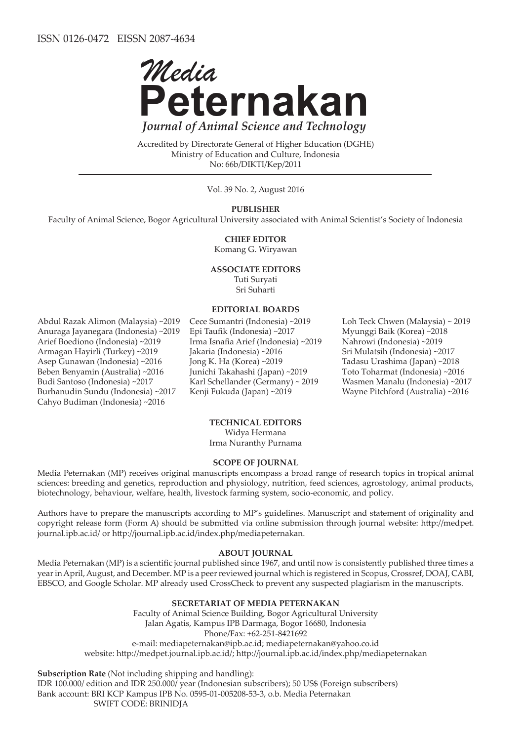ISSN 0126-0472 EISSN 2087-4634

# *Media* Peternakan

***Journal of Animal Science and Technology***

Accredited by Directorate General of Higher Education (DGHE)
Ministry of Education and Culture, Indonesia
No: 66b/DIKTI/Kep/2011

Vol. 39 No. 2, August 2016

**PUBLISHER**

Faculty of Animal Science, Bogor Agricultural University associated with Animal Scientist's Society of Indonesia

**CHIEF EDITOR**

Komang G. Wiryawan

**ASSOCIATE EDITORS**

Tuti Suryati
Sri Suharti

**EDITORIAL BOARDS**

Abdul Razak Alimon (Malaysia) ~2019
Anuraga Jayanegara (Indonesia) ~2019
Arief Boediono (Indonesia) ~2019
Armagan Hayirli (Turkey) ~2019
Asep Gunawan (Indonesia) ~2016
Beben Benyamin (Australia) ~2016
Budi Santoso (Indonesia) ~2017
Burhanudin Sundu (Indonesia) ~2017
Cahyo Budiman (Indonesia) ~2016
Cece Sumantri (Indonesia) ~2019
Epi Taufik (Indonesia) ~2017
Irma Isnafia Arief (Indonesia) ~2019
Jakaria (Indonesia) ~2016
Jong K. Ha (Korea) ~2019
Junichi Takahashi (Japan) ~2019
Karl Schellander (Germany) ~ 2019
Kenji Fukuda (Japan) ~2019
Loh Teck Chwen (Malaysia) ~ 2019
Myunggi Baik (Korea) ~2018
Nahrowi (Indonesia) ~2019
Sri Mulatsih (Indonesia) ~2017
Tadasu Urashima (Japan) ~2018
Toto Toharmat (Indonesia) ~2016
Wasmen Manalu (Indonesia) ~2017
Wayne Pitchford (Australia) ~2016

**TECHNICAL EDITORS**

Widya Hermana
Irma Nuranthy Purnama

**SCOPE OF JOURNAL**

Media Peternakan (MP) receives original manuscripts encompass a broad range of research topics in tropical animal sciences: breeding and genetics, reproduction and physiology, nutrition, feed sciences, agrostology, animal products, biotechnology, behaviour, welfare, health, livestock farming system, socio-economic, and policy.

Authors have to prepare the manuscripts according to MP's guidelines. Manuscript and statement of originality and copyright release form (Form A) should be submitted via online submission through journal website: http://medpet.journal.ipb.ac.id/ or http://journal.ipb.ac.id/index.php/mediapeternakan.

**ABOUT JOURNAL**

Media Peternakan (MP) is a scientific journal published since 1967, and until now is consistently published three times a year in April, August, and December. MP is a peer reviewed journal which is registered in Scopus, Crossref, DOAJ, CABI, EBSCO, and Google Scholar. MP already used CrossCheck to prevent any suspected plagiarism in the manuscripts.

**SECRETARIAT OF MEDIA PETERNAKAN**

Faculty of Animal Science Building, Bogor Agricultural University
Jalan Agatis, Kampus IPB Darmaga, Bogor 16680, Indonesia
Phone/Fax: +62-251-8421692
e-mail: mediapeternakan@ipb.ac.id; mediapeternakan@yahoo.co.id
website: http://medpet.journal.ipb.ac.id/; http://journal.ipb.ac.id/index.php/mediapeternakan

**Subscription Rate** (Not including shipping and handling):
IDR 100.000/ edition and IDR 250.000/ year (Indonesian subscribers); 50 US$ (Foreign subscribers)
Bank account: BRI KCP Kampus IPB No. 0595-01-005208-53-3, o.b. Media Peternakan
SWIFT CODE: BRINIDJA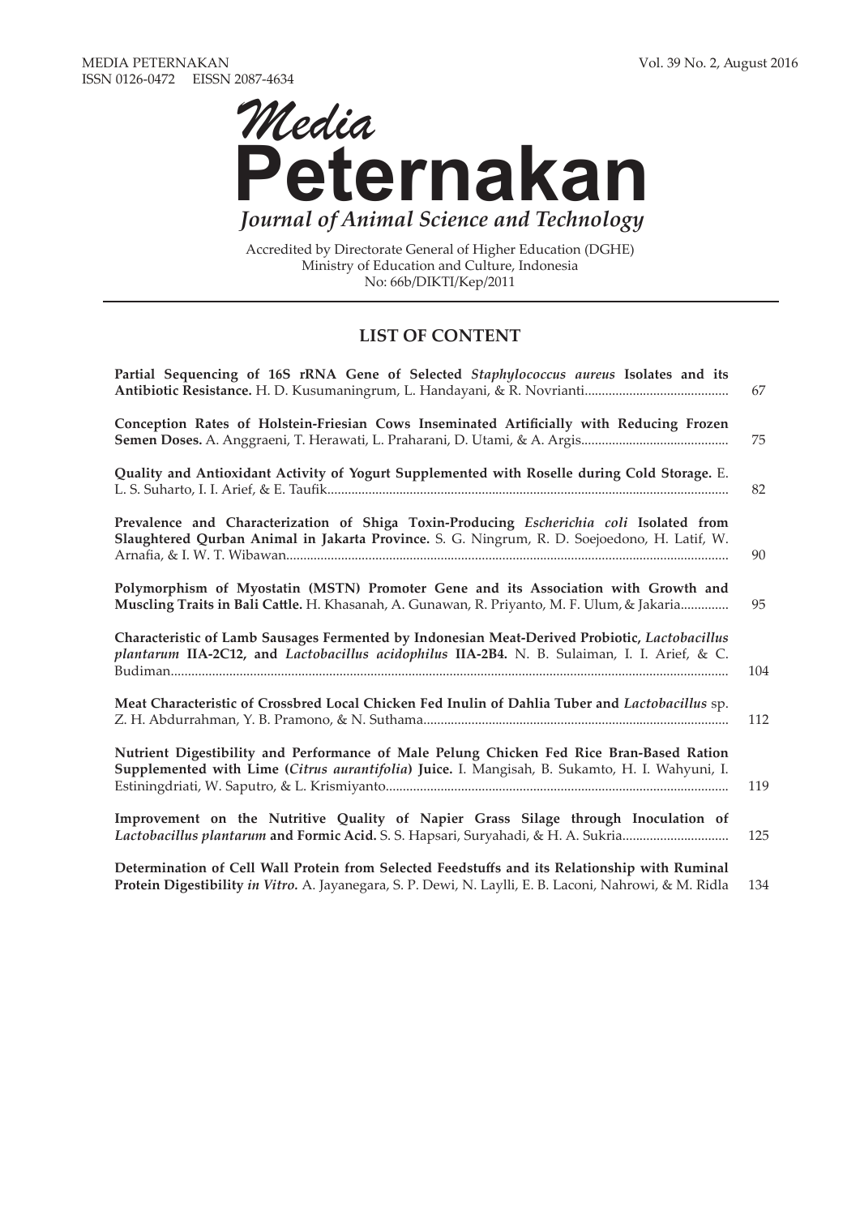MEDIA PETERNAKAN
ISSN 0126-0472 EISSN 2087-4634

Vol. 39 No. 2, August 2016

# *Media* Peternakan

## *Journal of Animal Science and Technology*

Accredited by Directorate General of Higher Education (DGHE)
Ministry of Education and Culture, Indonesia
No: 66b/DIKTI/Kep/2011

## LIST OF CONTENT

**Partial Sequencing of 16S rRNA Gene of Selected *Staphylococcus aureus* Isolates and its Antibiotic Resistance.** H. D. Kusumaningrum, L. Handayani, & R. Novrianti........................................ 67

**Conception Rates of Holstein-Friesian Cows Inseminated Artificially with Reducing Frozen Semen Doses.** A. Anggraeni, T. Herawati, L. Praharani, D. Utami, & A. Argis........................................ 75

**Quality and Antioxidant Activity of Yogurt Supplemented with Roselle during Cold Storage.** E. L. S. Suharto, I. I. Arief, & E. Taufik........................................ 82

**Prevalence and Characterization of Shiga Toxin-Producing *Escherichia coli* Isolated from Slaughtered Qurban Animal in Jakarta Province.** S. G. Ningrum, R. D. Soejoedono, H. Latif, W. Arnafia, & I. W. T. Wibawan........................................ 90

**Polymorphism of Myostatin (MSTN) Promoter Gene and its Association with Growth and Muscling Traits in Bali Cattle.** H. Khasanah, A. Gunawan, R. Priyanto, M. F. Ulum, & Jakaria.............. 95

**Characteristic of Lamb Sausages Fermented by Indonesian Meat-Derived Probiotic, *Lactobacillus plantarum* IIA-2C12, and *Lactobacillus acidophilus* IIA-2B4.** N. B. Sulaiman, I. I. Arief, & C. Budiman........................................ 104

**Meat Characteristic of Crossbred Local Chicken Fed Inulin of Dahlia Tuber and *Lactobacillus* sp.** Z. H. Abdurrahman, Y. B. Pramono, & N. Suthama........................................ 112

**Nutrient Digestibility and Performance of Male Pelung Chicken Fed Rice Bran-Based Ration Supplemented with Lime (*Citrus aurantifolia*) Juice.** I. Mangisah, B. Sukamto, H. I. Wahyuni, I. Estiningdriati, W. Saputro, & L. Krismiyanto........................................ 119

**Improvement on the Nutritive Quality of Napier Grass Silage through Inoculation of *Lactobacillus plantarum* and Formic Acid.** S. S. Hapsari, Suryahadi, & H. A. Sukria.............................. 125

**Determination of Cell Wall Protein from Selected Feedstuffs and its Relationship with Ruminal Protein Digestibility *in Vitro*.** A. Jayanegara, S. P. Dewi, N. Laylli, E. B. Laconi, Nahrowi, & M. Ridla 134